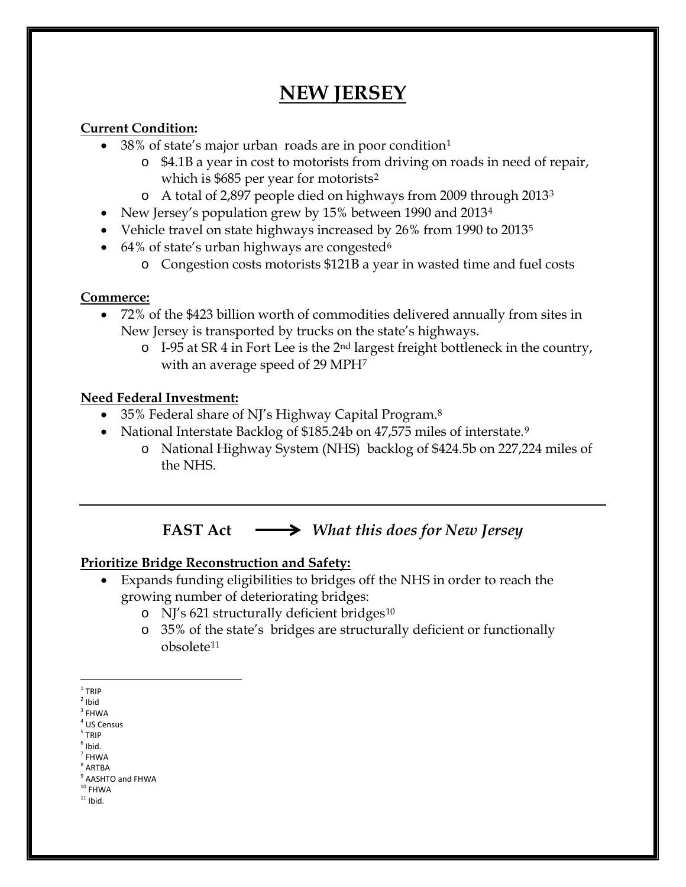# NEW JERSEY

**Current Condition:**

- 38% of state's major urban roads are in poor condition[1]
  - $4.1B a year in cost to motorists from driving on roads in need of repair, which is $685 per year for motorists[2]
  - A total of 2,897 people died on highways from 2009 through 2013[3]
- New Jersey's population grew by 15% between 1990 and 2013[4]
- Vehicle travel on state highways increased by 26% from 1990 to 2013[5]
- 64% of state's urban highways are congested[6]
  - Congestion costs motorists $121B a year in wasted time and fuel costs

**Commerce:**

- 72% of the $423 billion worth of commodities delivered annually from sites in New Jersey is transported by trucks on the state's highways.
  - I-95 at SR 4 in Fort Lee is the 2nd largest freight bottleneck in the country, with an average speed of 29 MPH[7]

**Need Federal Investment:**

- 35% Federal share of NJ's Highway Capital Program.[8]
- National Interstate Backlog of $185.24b on 47,575 miles of interstate.[9]
  - National Highway System (NHS) backlog of $424.5b on 227,224 miles of the NHS.

---

## FAST Act ⟶ *What this does for New Jersey*

**Prioritize Bridge Reconstruction and Safety:**

- Expands funding eligibilities to bridges off the NHS in order to reach the growing number of deteriorating bridges:
  - NJ's 621 structurally deficient bridges[10]
  - 35% of the state's bridges are structurally deficient or functionally obsolete[11]

---

[1] TRIP
[2] Ibid
[3] FHWA
[4] US Census
[5] TRIP
[6] Ibid.
[7] FHWA
[8] ARTBA
[9] AASHTO and FHWA
[10] FHWA
[11] Ibid.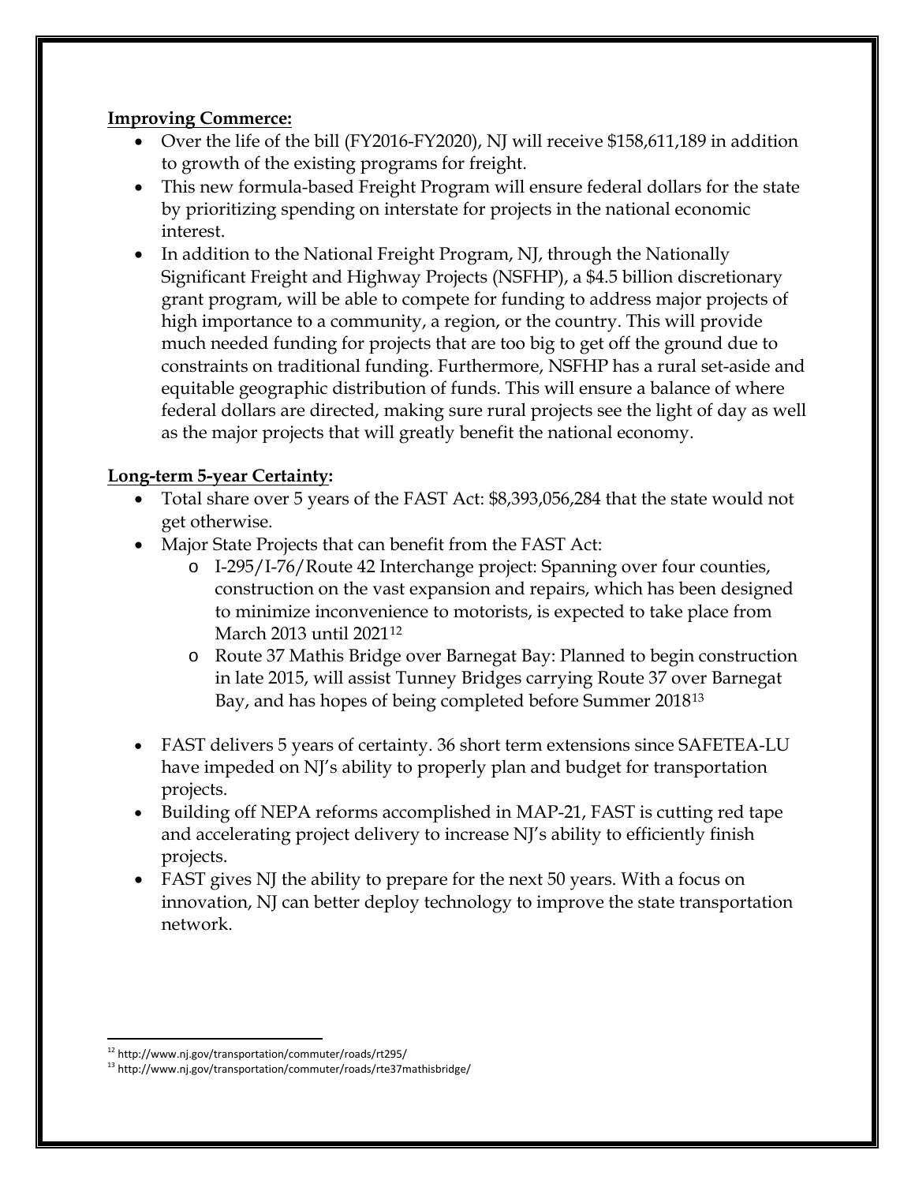**Improving Commerce:**

- Over the life of the bill (FY2016-FY2020), NJ will receive $158,611,189 in addition to growth of the existing programs for freight.
- This new formula-based Freight Program will ensure federal dollars for the state by prioritizing spending on interstate for projects in the national economic interest.
- In addition to the National Freight Program, NJ, through the Nationally Significant Freight and Highway Projects (NSFHP), a $4.5 billion discretionary grant program, will be able to compete for funding to address major projects of high importance to a community, a region, or the country. This will provide much needed funding for projects that are too big to get off the ground due to constraints on traditional funding. Furthermore, NSFHP has a rural set-aside and equitable geographic distribution of funds. This will ensure a balance of where federal dollars are directed, making sure rural projects see the light of day as well as the major projects that will greatly benefit the national economy.

**Long-term 5-year Certainty:**

- Total share over 5 years of the FAST Act: $8,393,056,284 that the state would not get otherwise.
- Major State Projects that can benefit from the FAST Act:
  - I-295/I-76/Route 42 Interchange project: Spanning over four counties, construction on the vast expansion and repairs, which has been designed to minimize inconvenience to motorists, is expected to take place from March 2013 until 2021[12]
  - Route 37 Mathis Bridge over Barnegat Bay: Planned to begin construction in late 2015, will assist Tunney Bridges carrying Route 37 over Barnegat Bay, and has hopes of being completed before Summer 2018[13]

- FAST delivers 5 years of certainty. 36 short term extensions since SAFETEA-LU have impeded on NJ's ability to properly plan and budget for transportation projects.
- Building off NEPA reforms accomplished in MAP-21, FAST is cutting red tape and accelerating project delivery to increase NJ's ability to efficiently finish projects.
- FAST gives NJ the ability to prepare for the next 50 years. With a focus on innovation, NJ can better deploy technology to improve the state transportation network.

---

[12] http://www.nj.gov/transportation/commuter/roads/rt295/

[13] http://www.nj.gov/transportation/commuter/roads/rte37mathisbridge/